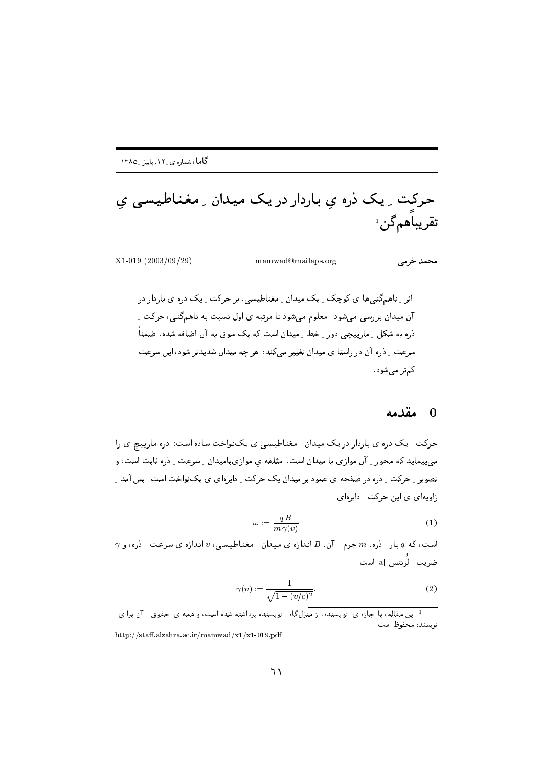# حرکت ـ یک ذره یِ باردار در یک میدان ـ مغناطیسی یِ تقریباًهم‌گن[1]

محمد خرمی    mamwad@mailaps.org    X1-019 (2003/09/29)

اثر ـ ناهم‌گنی‌ها یِ کوچک ـ یک میدان ـ مغناطیسی، بر حرکت ـ یک ذره یِ باردار در آن میدان بررسی می‌شود. معلوم می‌شود تا مرتبه یِ اول نسبت به ناهم‌گنی، حرکت ـ ذره به شکل ـ مارپیچی دور ـ خط ـ میدان است که یک سوق به آن اضافه شده. ضمناً سرعت ـ ذره آن در راستا یِ میدان تغییر می‌کند: هر چه میدان شدیدتر شود، این سرعت کم‌تر می‌شود.

## 0 مقدمه

حرکت ـ یک ذره یِ باردار در یک میدان ـ مغناطیسی یِ یک‌نواخت ساده است: ذره مارپیچ ی را می‌پیماید که محور ـ آن موازی با میدان است. مئلفه یِ موازی‌بامیدان ـ سرعت ـ ذره ثابت است، و تصویر ـ حرکت ـ ذره در صفحه یِ عمود بر میدان یک حرکت ـ دایره‌ای یِ یک‌نواخت است. بس‌آمد ـ زاویه‌ای یِ این حرکت ـ دایره‌ای

$$\omega := \frac{q\,B}{m\,\gamma(v)} \tag{1}$$

است، که $q$ بار ـ ذره، $m$ جرم ـ آن، $B$ اندازه یِ میدان ـ مغناطیسی، $v$ اندازه یِ سرعت ـ ذره، و $\gamma$ ضریب ـ لُرِنتس [a] است:

$$\gamma(v) := \frac{1}{\sqrt{1-(v/c)^2}}. \tag{2}$$

[1] این مقاله، با اجازه یِ نویسنده، از منزل‌گاه ـ نویسنده برداشته شده است، و همه یِ حقوق ـ آن برا یِ نویسنده محفوظ است.
http://staff.alzahra.ac.ir/mamwad/x1/x1-019.pdf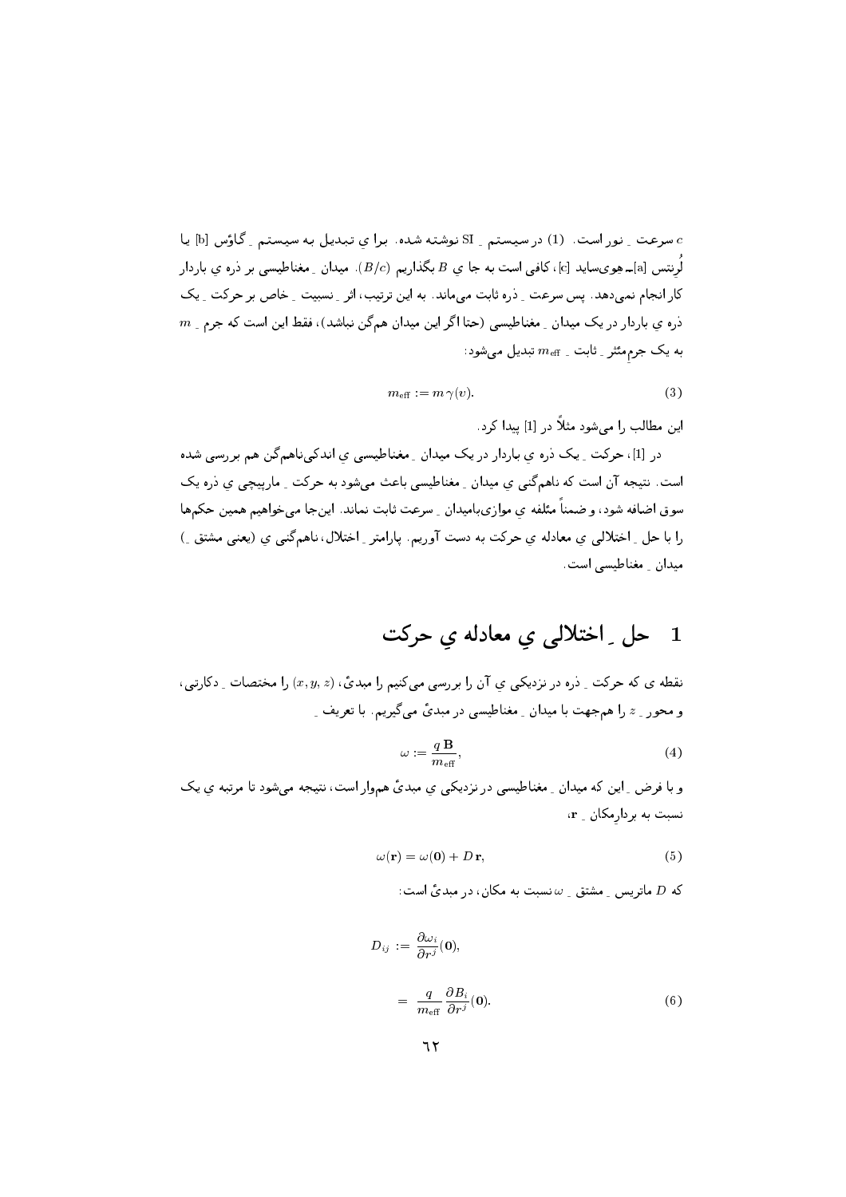$c$ سرعت ِ نور است. (1) در سیستم ِ SI نوشته شده. برا یِ تبدیل به سیستم ِ گاؤس [b] یا لُرنتس [a]ـ هِوی‌ساید [c]، کافی است به جا یِ $B$ بگذاریم $(B/c)$. میدان ِ مغناطیسی بر ذره یِ باردار کار انجام نمی‌دهد. پس سرعت ِ ذره ثابت می‌ماند. به این ترتیب، اثر ِ نسبیت ِ خاص بر حرکت ِ یک ذره یِ باردار در یک میدان ِ مغناطیسی (حتا اگر این میدان هم‌گن نباشد)، فقط این است که جرم ِ $m$ به یک جرمِ مؤثر ِ ثابت ِ $m_{\rm eff}$ تبدیل می‌شود:

$$m_{\rm eff} := m\,\gamma(v). \tag{3}$$

این مطالب را می‌شود مثلاً در [1] پیدا کرد.

در [1]، حرکت ِ یک ذره یِ باردار در یک میدان ِ مغناطیسی یِ اندکی‌ناهم‌گن هم بررسی شده است. نتیجه آن است که ناهم‌گنی یِ میدان ِ مغناطیسی باعث می‌شود به حرکت ِ مارپیچی یِ ذره یک سوق اضافه شود، و ضمناً مؤلفه یِ موازی‌بامیدان ِ سرعت ثابت نماند. این‌جا می‌خواهیم همین حکم‌ها را با حل ِ اختلالی یِ معادله یِ حرکت به دست آوریم. پارامتر ِ اختلال، ناهم‌گنی یِ (یعنی مشتق ِ) میدان ِ مغناطیسی است.

## 1 حل ِ اختلالی یِ معادله یِ حرکت

نقطه ی که حرکت ِ ذره در نزدیکی یِ آن را بررسی می‌کنیم را مبدئ، $(x, y, z)$ را مختصات ِ دکارتی، و محور ِ $z$ را هم‌جهت با میدان ِ مغناطیسی در مبدئ می‌گیریم. با تعریف ِ

$$\omega := \frac{q\,\mathbf{B}}{m_{\rm eff}}, \tag{4}$$

و با فرض ِ این که میدان ِ مغناطیسی در نزدیکی یِ مبدئ هم‌وار است، نتیجه می‌شود تا مرتبه یِ یک نسبت به بردارِمکان ِ $\mathbf{r}$،

$$\omega(\mathbf{r}) = \omega(\mathbf{0}) + D\,\mathbf{r}, \tag{5}$$

که $D$ ماتریس ِ مشتق ِ $\omega$ نسبت به مکان، در مبدئ است:

$$\begin{aligned} D_{ij} &:= \frac{\partial \omega_i}{\partial r^j}(\mathbf{0}), \\ &= \frac{q}{m_{\rm eff}}\,\frac{\partial B_i}{\partial r^j}(\mathbf{0}). \end{aligned} \tag{6}$$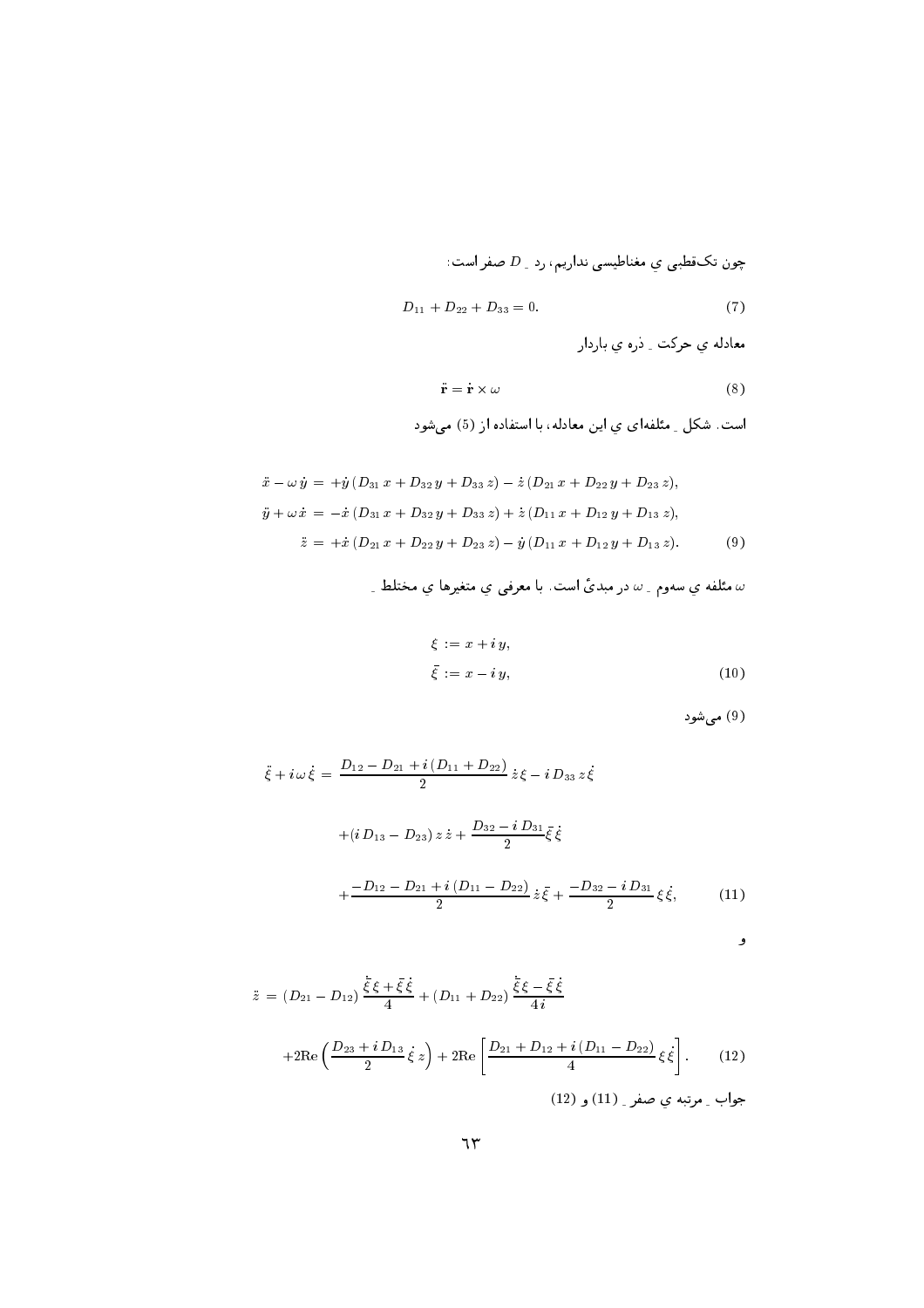چون تک‌قطبی ِ مغناطیسی نداریم، رد ِ $D$ صفر است:

$$D_{11} + D_{22} + D_{33} = 0. \tag{7}$$

معادله ی حرکت ِ ذره ی باردار

$$\ddot{\mathbf{r}} = \dot{\mathbf{r}} \times \omega \tag{8}$$

است. شکل ِ مؤلفه‌ای ی این معادله، با استفاده از (5) می‌شود

$$\begin{aligned}
\ddot{x} - \omega\,\dot{y} &= +\dot{y}\,(D_{31}\,x + D_{32}\,y + D_{33}\,z) - \dot{z}\,(D_{21}\,x + D_{22}\,y + D_{23}\,z),\\
\ddot{y} + \omega\,\dot{x} &= -\dot{x}\,(D_{31}\,x + D_{32}\,y + D_{33}\,z) + \dot{z}\,(D_{11}\,x + D_{12}\,y + D_{13}\,z),\\
\ddot{z} &= +\dot{x}\,(D_{21}\,x + D_{22}\,y + D_{23}\,z) - \dot{y}\,(D_{11}\,x + D_{12}\,y + D_{13}\,z).
\end{aligned} \tag{9}$$

$\omega$ مؤلفه ی سه‌وم ِ $\omega$ در مبدأ است. با معرفی ی متغیرها ی مختلط ِ

$$\begin{aligned}
\xi &:= x + i\,y,\\
\bar{\xi} &:= x - i\,y,
\end{aligned} \tag{10}$$

(9) می‌شود

$$\begin{aligned}
\ddot{\xi} + i\omega\,\dot{\xi} =\ & \frac{D_{12} - D_{21} + i\,(D_{11} + D_{22})}{2}\,\dot{z}\,\xi - i\,D_{33}\,z\,\dot{\xi}\\
&+ (i\,D_{13} - D_{23})\,z\,\dot{z} + \frac{D_{32} - i\,D_{31}}{2}\bar{\xi}\,\dot{\xi}\\
&+ \frac{-D_{12} - D_{21} + i\,(D_{11} - D_{22})}{2}\,\dot{z}\,\bar{\xi} + \frac{-D_{32} - i\,D_{31}}{2}\,\xi\,\dot{\xi},
\end{aligned} \tag{11}$$

و

$$\begin{aligned}
\ddot{z} =\ & (D_{21} - D_{12})\,\frac{\dot{\bar{\xi}}\,\xi + \bar{\xi}\,\dot{\xi}}{4} + (D_{11} + D_{22})\,\frac{\dot{\bar{\xi}}\,\xi - \bar{\xi}\,\dot{\xi}}{4i}\\
&+ 2\mathrm{Re}\left(\frac{D_{23} + i\,D_{13}}{2}\,\dot{\xi}\,z\right) + 2\mathrm{Re}\left[\frac{D_{21} + D_{12} + i\,(D_{11} - D_{22})}{4}\,\xi\,\dot{\xi}\right].
\end{aligned} \tag{12}$$

جواب ِ مرتبه ی صفر ِ (11) و (12)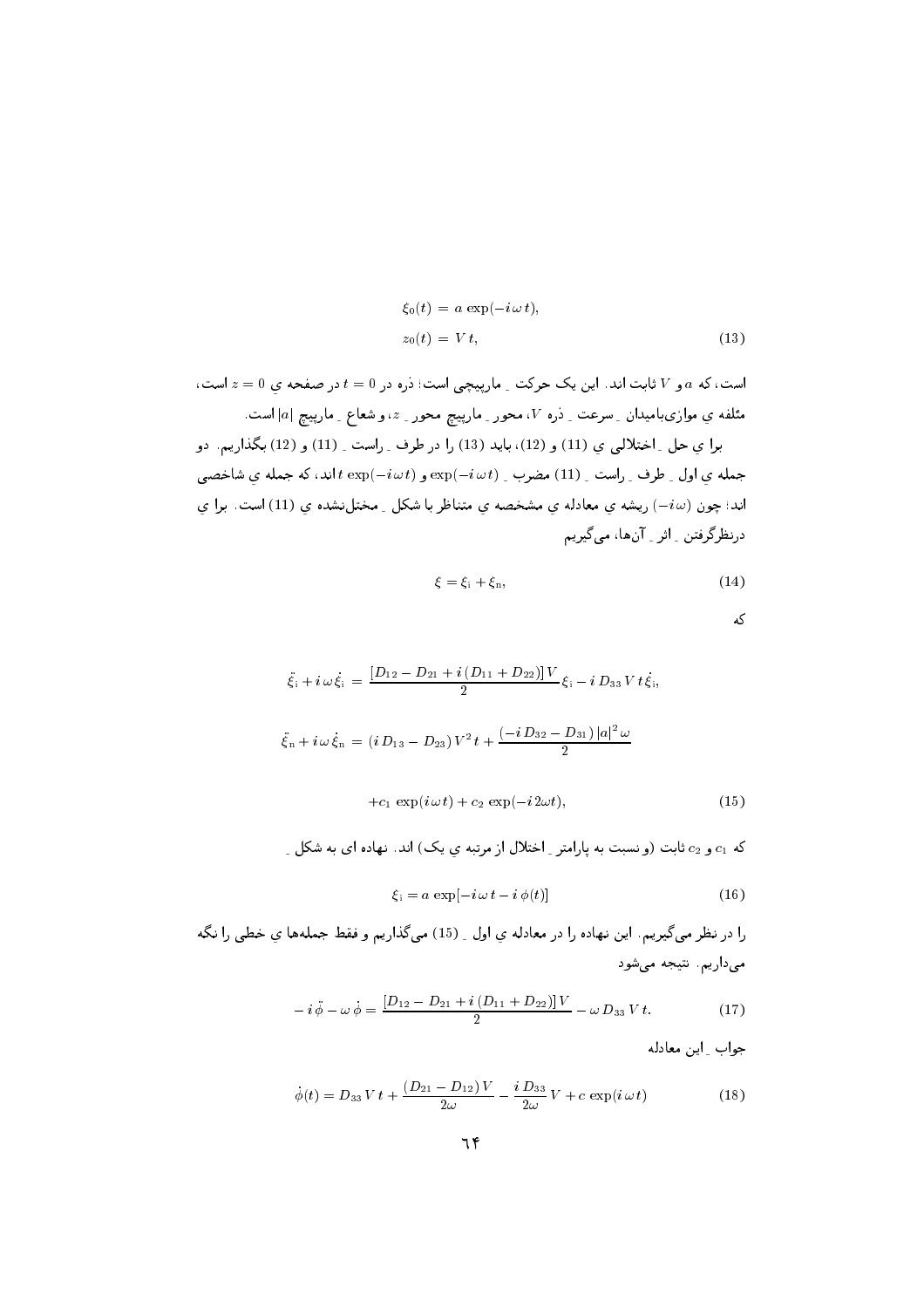$$\xi_0(t) = a\,\exp(-i\,\omega\,t),$$
$$z_0(t) = V\,t, \tag{13}$$

است، که $a$ و $V$ ثابت اند. این یک حرکت ـ مارپیچی است؛ ذره در $t = 0$ در صفحه ی $z = 0$ است، مثلفه ی موازی‌بامیدان ـ سرعت ـ ذره $V$، محور ـ مارپیچ محور ـ $z$، و شعاع ـ مارپیچ $|a|$ است.

برا ی حل ـ اختلالی ی (11) و (12)، باید (13) را در طرف ـ راست ـ (11) و (12) بگذاریم. دو جمله ی اول ـ طرف ـ راست ـ (11) مضرب ـ $\exp(-i\,\omega\,t)$ و $t\,\exp(-i\,\omega\,t)$ اند، که جمله ی شاخصی اند؛ چون $(-i\,\omega)$ ریشه ی معادله ی مشخصه ی متناظر با شکل ـ مختل‌نشده ی (11) است. برا ی درنظرگرفتن ـ اثر ـ آن‌ها، می‌گیریم

$$\xi = \xi_{\rm i} + \xi_{\rm n}, \tag{14}$$

که

$$\ddot{\xi_{\rm i}} + i\,\omega\,\dot{\xi_{\rm i}} = \frac{[D_{12} - D_{21} + i\,(D_{11} + D_{22})]\,V}{2}\,\xi_{\rm i} - i\,D_{33}\,V\,t\,\dot{\xi_{\rm i}},$$

$$\ddot{\xi_{\rm n}} + i\,\omega\,\dot{\xi_{\rm n}} = (i\,D_{13} - D_{23})\,V^2\,t + \frac{(-i\,D_{32} - D_{31})\,|a|^2\,\omega}{2}$$

$$+ c_1\,\exp(i\,\omega\,t) + c_2\,\exp(-i\,2\omega t), \tag{15}$$

که $c_1$ و $c_2$ ثابت (و نسبت به پارامتر ـ اختلال از مرتبه ی یک) اند. نهاده ای به شکل ـ

$$\xi_{\rm i} = a\,\exp[-i\,\omega\,t - i\,\phi(t)] \tag{16}$$

را در نظر می‌گیریم. این نهاده را در معادله ی اول ـ (15) می‌گذاریم و فقط جمله‌ها ی خطی را نگه می‌داریم. نتیجه می‌شود

$$-\,i\,\ddot{\phi} - \omega\,\dot{\phi} = \frac{[D_{12} - D_{21} + i\,(D_{11} + D_{22})]\,V}{2} - \omega\,D_{33}\,V\,t. \tag{17}$$

جواب ـ این معادله

$$\dot{\phi}(t) = D_{33}\,V\,t + \frac{(D_{21} - D_{12})\,V}{2\omega} - \frac{i\,D_{33}}{2\omega}\,V + c\,\exp(i\,\omega\,t) \tag{18}$$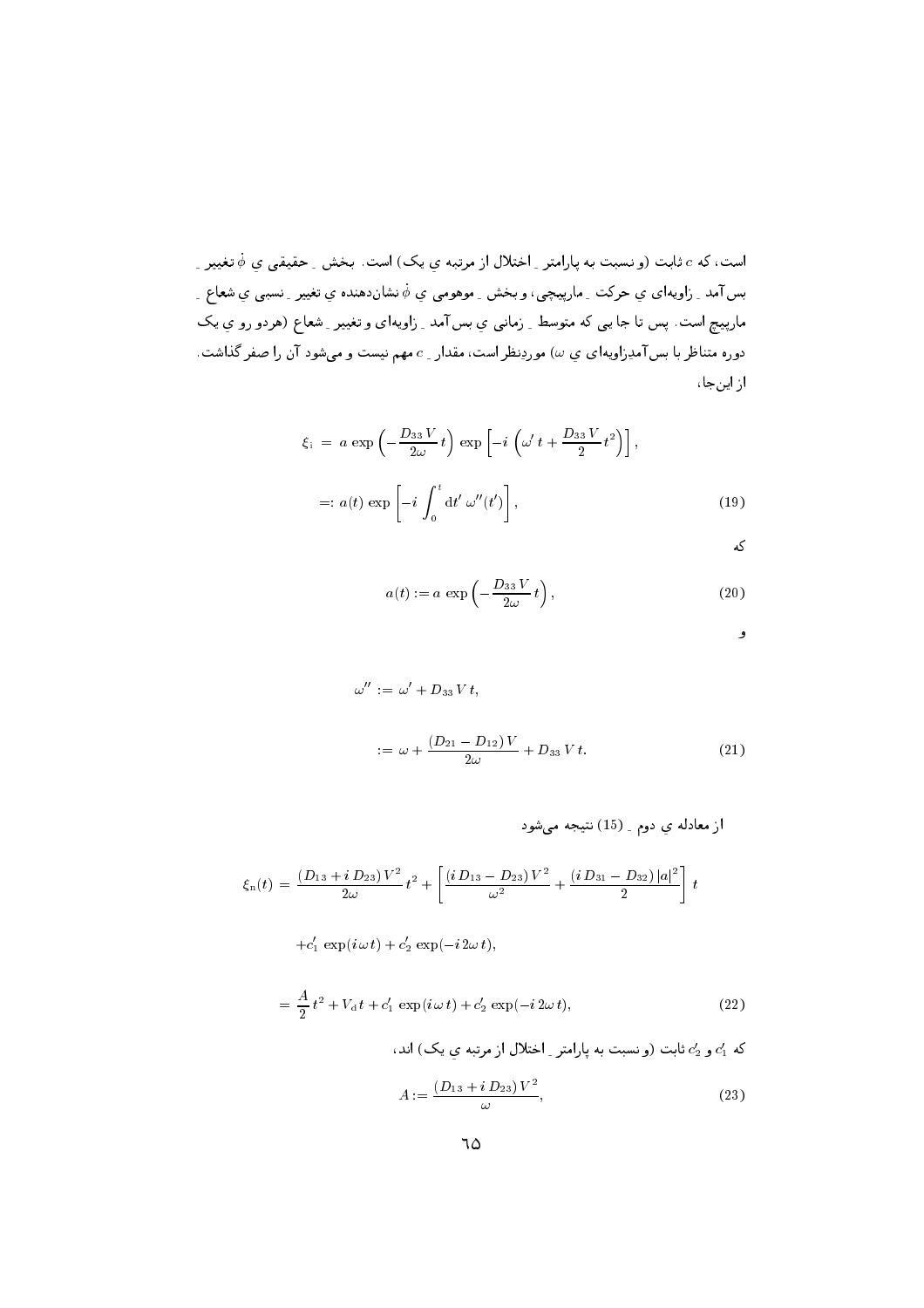است، که $c$ ثابت (و نسبت به پارامترِ اختلال از مرتبه ی یک) است. بخشِ حقیقی ی $\phi$ تغییرِ بس‌آمدِ زاویه‌ای ی حرکتِ مارپیچی، و بخشِ موهومی ی $\phi$ نشان‌دهنده ی تغییرِ نسبی ی شعاعِ مارپیچ است. پس تا جایی که متوسطِ زمانی ی بس‌آمدِ زاویه‌ای و تغییرِ شعاع (هردو رو ی یک دوره متناظر با بس‌آمدِزاویه‌ای ی $\omega$) موردنظر است، مقدارِ $c$ مهم نیست و می‌شود آن را صفر گذاشت. از این‌جا،

$$
\begin{aligned}
\xi_{\rm i} \;&=\; a\,\exp\left(-\frac{D_{33}\,V}{2\omega}\,t\right)\,\exp\left[-i\,\left(\omega'\,t+\frac{D_{33}\,V}{2}\,t^2\right)\right],\\
&=:\; a(t)\,\exp\left[-i\,\int_0^t {\rm d}t'\;\omega''(t')\right],
\end{aligned}
\tag{19}
$$

که

$$
a(t) := a\,\exp\left(-\frac{D_{33}\,V}{2\omega}\,t\right),
\tag{20}
$$

و

$$
\begin{aligned}
\omega'' \;&:=\; \omega' + D_{33}\,V\,t,\\
&:=\; \omega + \frac{(D_{21}-D_{12})\,V}{2\omega} + D_{33}\,V\,t.
\end{aligned}
\tag{21}
$$

از معادله ی دومِ (15) نتیجه می‌شود

$$
\begin{aligned}
\xi_{\rm n}(t) \;&=\; \frac{(D_{13}+i\,D_{23})\,V^2}{2\omega}\,t^2 + \left[\frac{(i\,D_{13}-D_{23})\,V^2}{\omega^2}+\frac{(i\,D_{31}-D_{32})\,|a|^2}{2}\right]\,t\\
&\quad + c'_1\,\exp(i\,\omega\,t) + c'_2\,\exp(-i\,2\omega\,t),\\
&=\; \frac{A}{2}\,t^2 + V_{\rm d}\,t + c'_1\,\exp(i\,\omega\,t) + c'_2\,\exp(-i\,2\omega\,t),
\end{aligned}
\tag{22}
$$

که $c'_1$ و $c'_2$ ثابت (و نسبت به پارامترِ اختلال از مرتبه ی یک) اند،

$$
A := \frac{(D_{13}+i\,D_{23})\,V^2}{\omega},
\tag{23}
$$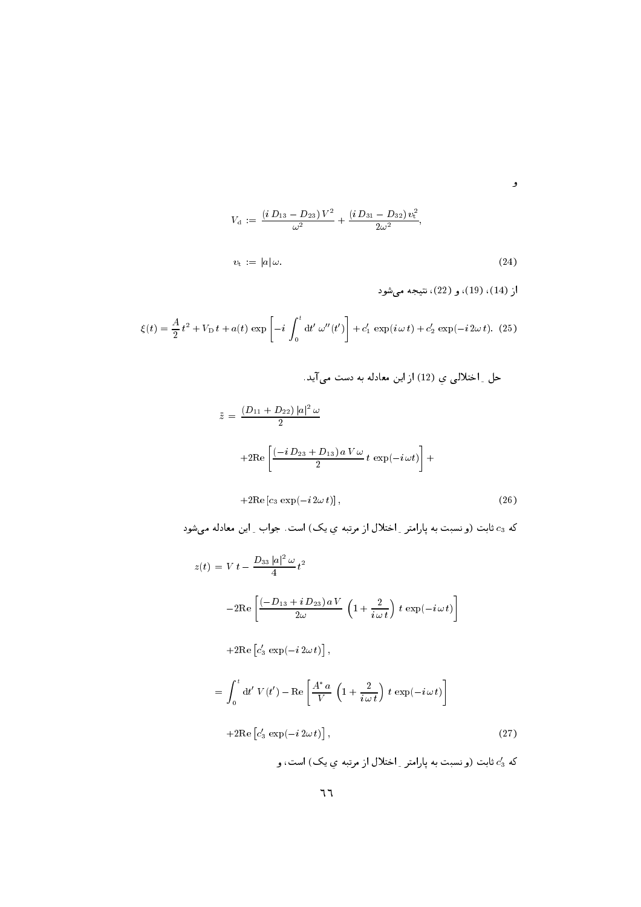و

$$V_{\rm d} := \frac{(i\,D_{13} - D_{23})\,V^2}{\omega^2} + \frac{(i\,D_{31} - D_{32})\,v_{\rm t}^2}{2\omega^2},$$

$$v_{\rm t} := |a|\,\omega. \tag{24}$$

از (14)، (19)، و (22)، نتیجه می‌شود

$$\xi(t) = \frac{A}{2}\,t^2 + V_{\rm D}\,t + a(t)\,\exp\left[-i\int_0^t {\rm d}t'\;\omega''(t')\right] + c_1'\,\exp(i\,\omega\,t) + c_2'\,\exp(-i\,2\omega\,t). \tag{25}$$

حل ِ اختلالی ی (12) از این معادله به دست می‌آید.

$$\ddot{z} = \frac{(D_{11} + D_{22})\,|a|^2\,\omega}{2}$$
$$+2{\rm Re}\left[\frac{(-i\,D_{23} + D_{13})\,a\,V\,\omega}{2}\,t\,\exp(-i\,\omega t)\right] +$$
$$+2{\rm Re}\left[c_3\,\exp(-i\,2\omega\,t)\right], \tag{26}$$

که $c_3$ ثابت (و نسبت به پارامتر ِ اختلال از مرتبه ی یک) است. جواب ِ این معادله می‌شود

$$z(t) = V\,t - \frac{D_{33}\,|a|^2\,\omega}{4}\,t^2$$
$$-2{\rm Re}\left[\frac{(-D_{13} + i\,D_{23})\,a\,V}{2\omega}\;\left(1 + \frac{2}{i\,\omega\,t}\right)\;t\,\exp(-i\,\omega\,t)\right]$$
$$+2{\rm Re}\left[c_3'\,\exp(-i\,2\omega\,t)\right],$$
$$= \int_0^t {\rm d}t'\;V(t') - {\rm Re}\left[\frac{A^*\,a}{V}\;\left(1 + \frac{2}{i\,\omega\,t}\right)\;t\,\exp(-i\,\omega\,t)\right]$$
$$+2{\rm Re}\left[c_3'\,\exp(-i\,2\omega\,t)\right], \tag{27}$$

که $c_3'$ ثابت (و نسبت به پارامتر ِ اختلال از مرتبه ی یک) است، و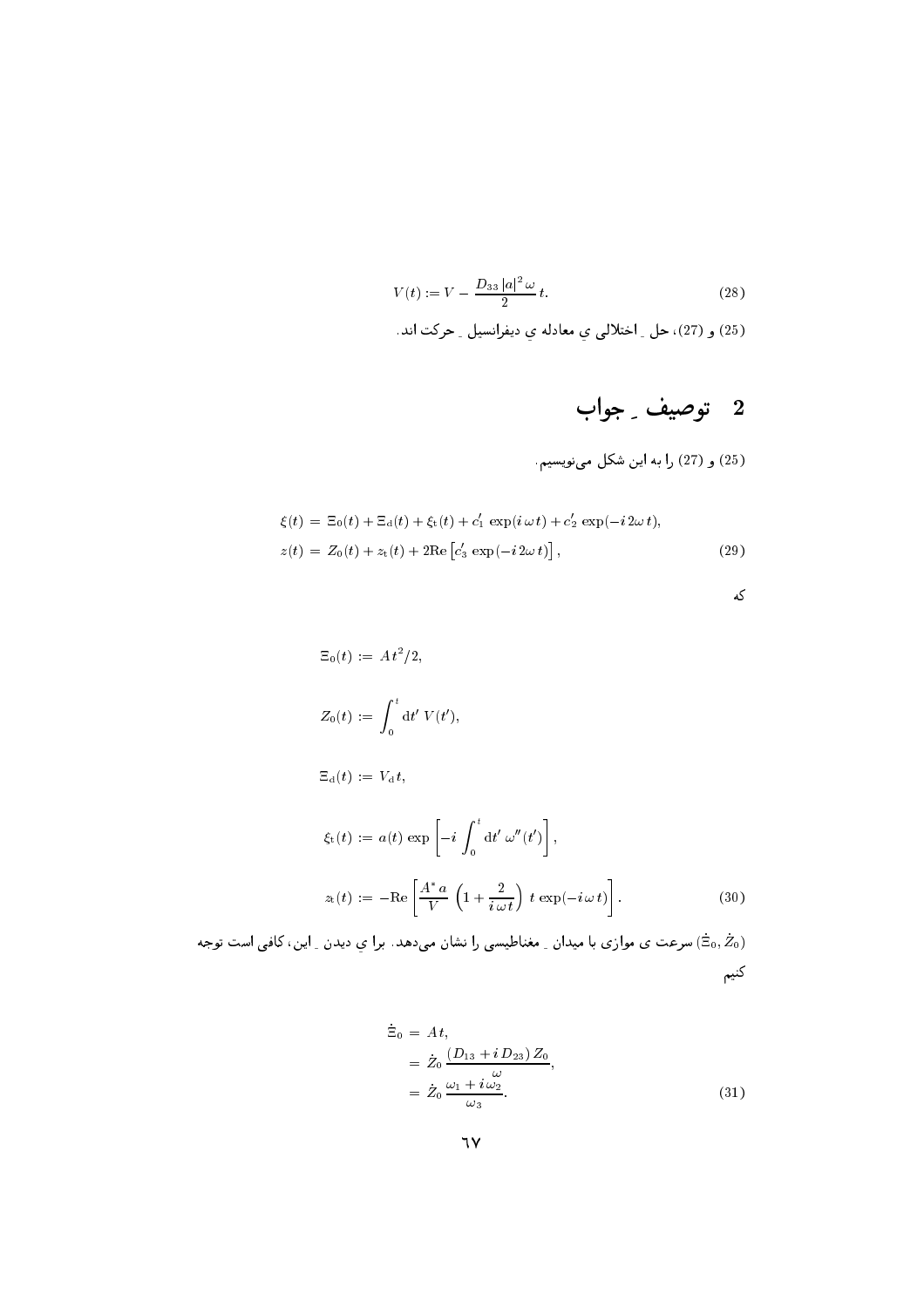$$V(t) := V - \frac{D_{33}\,|a|^2\,\omega}{2}\,t. \tag{28}$$

(25) و (27)، حل ِ اختلالی ی معادله ی دیفرانسیل ِ حرکت اند.

## 2 توصیف ِ جواب

(25) و (27) را به این شکل می‌نویسیم.

$$\begin{aligned}
\xi(t) &= \Xi_0(t) + \Xi_{\rm d}(t) + \xi_{\rm t}(t) + c_1'\,\exp(i\,\omega\,t) + c_2'\,\exp(-i\,2\omega\,t),\\
z(t) &= Z_0(t) + z_{\rm t}(t) + 2{\rm Re}\left[c_3'\,\exp(-i\,2\omega\,t)\right],
\end{aligned} \tag{29}$$

که

$$\begin{aligned}
\Xi_0(t) &:= A\,t^2/2,\\
Z_0(t) &:= \int_0^t {\rm d}t'\;V(t'),\\
\Xi_{\rm d}(t) &:= V_{\rm d}\,t,\\
\xi_{\rm t}(t) &:= a(t)\,\exp\left[-i\int_0^t {\rm d}t'\;\omega''(t')\right],\\
z_{\rm t}(t) &:= -{\rm Re}\left[\frac{A^*\,a}{V}\,\left(1+\frac{2}{i\,\omega\,t}\right)\,t\,\exp(-i\,\omega\,t)\right].
\end{aligned} \tag{30}$$

$(\dot\Xi_0, \dot Z_0)$ سرعت ی موازی با میدان ِ مغناطیسی را نشان می‌دهد. برا ی ِ دیدن ِ این، کافی است توجه کنیم

$$\begin{aligned}
\dot\Xi_0 &= A\,t,\\
&= \dot Z_0\,\frac{(D_{13}+i\,D_{23})\,Z_0}{\omega},\\
&= \dot Z_0\,\frac{\omega_1+i\,\omega_2}{\omega_3}.
\end{aligned} \tag{31}$$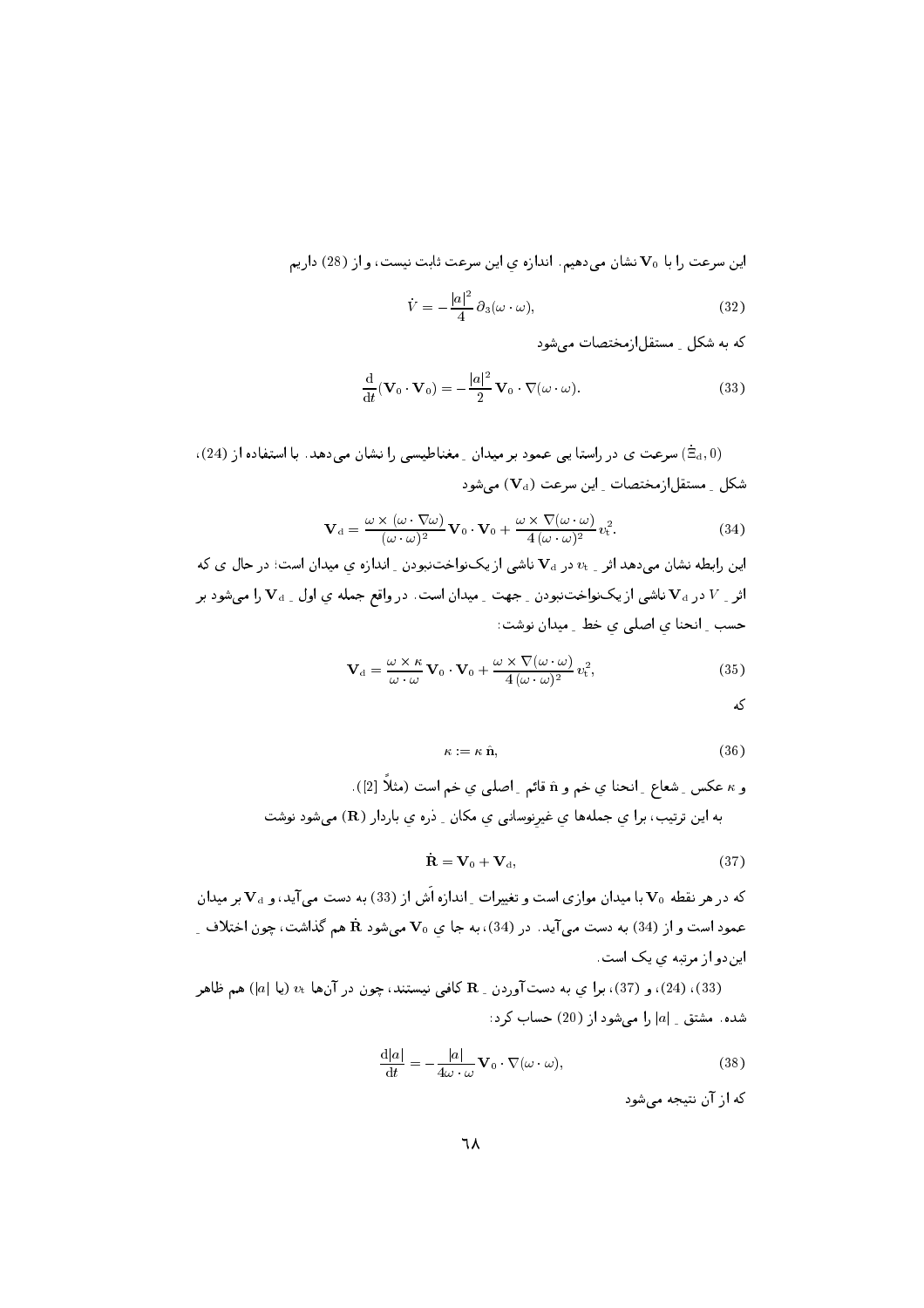این سرعت را با $\mathbf{V}_0$ نشان می‌دهیم. اندازه ی این سرعت ثابت نیست، و از (28) داریم

$$\dot{V} = -\frac{|a|^2}{4}\,\partial_3(\omega\cdot\omega), \tag{32}$$

که به شکل ـ مستقل‌ازمختصات می‌شود

$$\frac{\mathrm{d}}{\mathrm{d}t}(\mathbf{V}_0\cdot\mathbf{V}_0) = -\frac{|a|^2}{2}\,\mathbf{V}_0\cdot\nabla(\omega\cdot\omega). \tag{33}$$

$(\dot{\Xi}_{\mathrm{d}}, 0)$ سرعت ی در راستا یی عمود بر میدان ـ مغناطیسی را نشان می‌دهد. با استفاده از (24)، شکل ـ مستقل‌ازمختصات ـ این سرعت $(\mathbf{V}_{\mathrm{d}})$ می‌شود

$$\mathbf{V}_{\mathrm{d}} = \frac{\omega\times(\omega\cdot\nabla\omega)}{(\omega\cdot\omega)^2}\,\mathbf{V}_0\cdot\mathbf{V}_0 + \frac{\omega\times\nabla(\omega\cdot\omega)}{4\,(\omega\cdot\omega)^2}\,v_{\mathrm{t}}^2. \tag{34}$$

این رابطه نشان می‌دهد اثر ـ $v_{\mathrm{t}}$ در $\mathbf{V}_{\mathrm{d}}$ ناشی از یک‌نواخت‌نبودن ـ اندازه ی میدان است؛ در حال ی که اثر ـ $V$ در $\mathbf{V}_{\mathrm{d}}$ ناشی از یک‌نواخت‌نبودن ـ جهت ـ میدان است. در واقع جمله ی اول ـ $\mathbf{V}_{\mathrm{d}}$ را می‌شود بر حسب ـ انحنا ی اصلی ی خط ـ میدان نوشت:

$$\mathbf{V}_{\mathrm{d}} = \frac{\omega\times\kappa}{\omega\cdot\omega}\,\mathbf{V}_0\cdot\mathbf{V}_0 + \frac{\omega\times\nabla(\omega\cdot\omega)}{4\,(\omega\cdot\omega)^2}\,v_{\mathrm{t}}^2, \tag{35}$$

که

$$\kappa := \kappa\,\hat{\mathbf{n}}, \tag{36}$$

و $\kappa$ عکس ـ شعاع ـ انحنا ی خم و $\hat{\mathbf{n}}$ قائم ـ اصلی ی خم است (مثلاً [2]).

به این ترتیب، برا ی جمله‌ها ی غیرنوسانی ی مکان ـ ذره ی باردار $(\mathbf{R})$ می‌شود نوشت

$$\dot{\mathbf{R}} = \mathbf{V}_0 + \mathbf{V}_{\mathrm{d}}, \tag{37}$$

که در هر نقطه $\mathbf{V}_0$ با میدان موازی است و تغییرات ـ اندازه‌اَش از (33) به دست می‌آید، و $\mathbf{V}_{\mathrm{d}}$ بر میدان عمود است و از (34) به دست می‌آید. در (34)، به جا ی $\mathbf{V}_0$ می‌شود $\dot{\mathbf{R}}$ هم گذاشت، چون اختلاف ـ این‌دو از مرتبه ی یک است.

(33)، (24)، و (37)، برا ی به دست‌آوردن ـ $\mathbf{R}$ کافی نیستند، چون در آن‌ها $v_{\mathrm{t}}$ (یا $|a|$) هم ظاهر شده. مشتق ـ $|a|$ را می‌شود از (20) حساب کرد:

$$\frac{\mathrm{d}|a|}{\mathrm{d}t} = -\frac{|a|}{4\omega\cdot\omega}\,\mathbf{V}_0\cdot\nabla(\omega\cdot\omega), \tag{38}$$

که از آن نتیجه می‌شود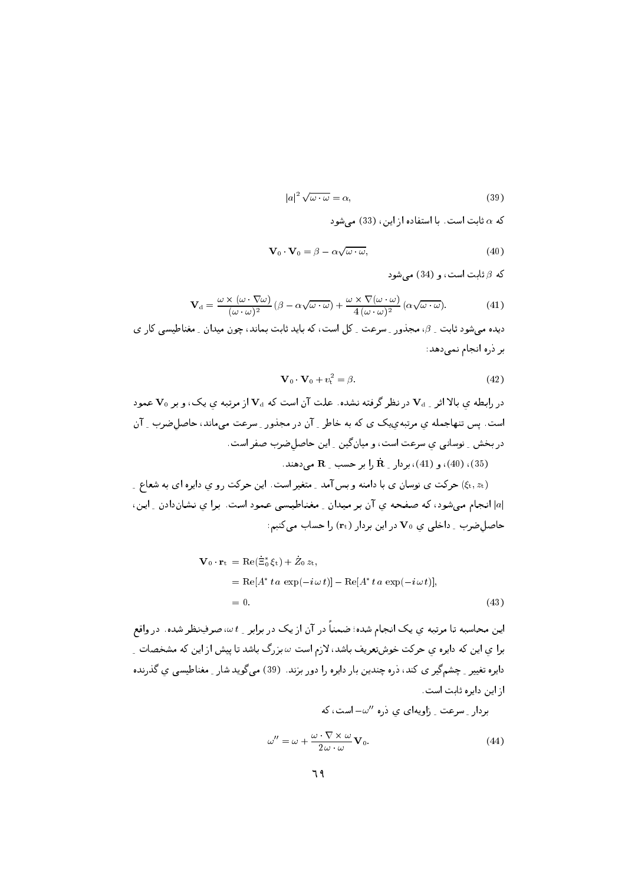$$|a|^2\,\sqrt{\omega\cdot\omega}=\alpha, \tag{39}$$

که $\alpha$ ثابت است. با استفاده از این، (33) می‌شود

$$\mathbf{V}_0\cdot\mathbf{V}_0=\beta-\alpha\sqrt{\omega\cdot\omega}, \tag{40}$$

که $\beta$ ثابت است، و (34) می‌شود

$$\mathbf{V}_{\rm d}=\frac{\omega\times(\omega\cdot\nabla\omega)}{(\omega\cdot\omega)^2}\,(\beta-\alpha\sqrt{\omega\cdot\omega})+\frac{\omega\times\nabla(\omega\cdot\omega)}{4\,(\omega\cdot\omega)^2}\,(\alpha\sqrt{\omega\cdot\omega}). \tag{41}$$

دیده می‌شود ثابت ِ $\beta$، مجذور ِ سرعت ِ کل است، که باید ثابت بماند، چون میدان ِ مغناطیسی کار ی بر ذره انجام نمی‌دهد:

$$\mathbf{V}_0\cdot\mathbf{V}_0+v_{\rm t}^2=\beta. \tag{42}$$

در رابطه ی بالا اثر ِ $\mathbf{V}_{\rm d}$ در نظر گرفته نشده. علت آن است که $\mathbf{V}_{\rm d}$ از مرتبه ی یک، و بر $\mathbf{V}_0$ عمود است. پس تنهاجمله ی مرتبه‌ی‌یک ی که به خاطر ِ آن در مجذور ِ سرعت می‌ماند، حاصل‌ضرب ِ آن در بخش ِ نوسانی ِ سرعت است، و میانگین ِ این حاصل‌ضرب صفر است.

(35)، (40)، و (41)، بردار ِ $\dot{\mathbf{R}}$ را بر حسب ِ $\mathbf{R}$ می‌دهند.

$(\xi_{\rm t},z_{\rm t})$ حرکت ی نوسان ی با دامنه و بس‌آمد ِ متغیر است. این حرکت رو ی دایره ای به شعاع ِ $|a|$ انجام می‌شود، که صفحه ی آن بر میدان ِ مغناطیسی عمود است. برا ی نشان‌دادن ِ این، حاصل‌ضرب ِ داخلی ی $\mathbf{V}_0$ در این بردار $(\mathbf{r}_{\rm t})$ را حساب می‌کنیم:

$$\begin{aligned}\mathbf{V}_0\cdot\mathbf{r}_{\rm t}&={\rm Re}(\dot{\Xi}_0^*\,\xi_{\rm t})+\dot{Z}_0\,z_{\rm t},\\&={\rm Re}[A^*\,t\,a\,\exp(-i\,\omega\,t)]-{\rm Re}[A^*\,t\,a\,\exp(-i\,\omega\,t)],\\&=0.\end{aligned} \tag{43}$$

این محاسبه تا مرتبه ی یک انجام شده؛ ضمناً در آن از یک در برابر ِ $\omega\,t$، صرف‌نظر شده. در واقع برا ی این که دایره ی حرکت خوش‌تعریف باشد، لازم است $\omega$ بزرگ باشد تا پیش از این که مشخصات ِ دایره تغییر ِ چشم‌گیر ی کند، ذره چندین بار دایره را دور بزند. (39) می‌گوید شار ِ مغناطیسی ی گذرنده از این دایره ثابت است.

بردار ِ سرعت ِ زاویه‌ای ی ذره $\omega''$ است، که

$$\omega''=\omega+\frac{\omega\cdot\nabla\times\omega}{2\,\omega\cdot\omega}\,\mathbf{V}_0. \tag{44}$$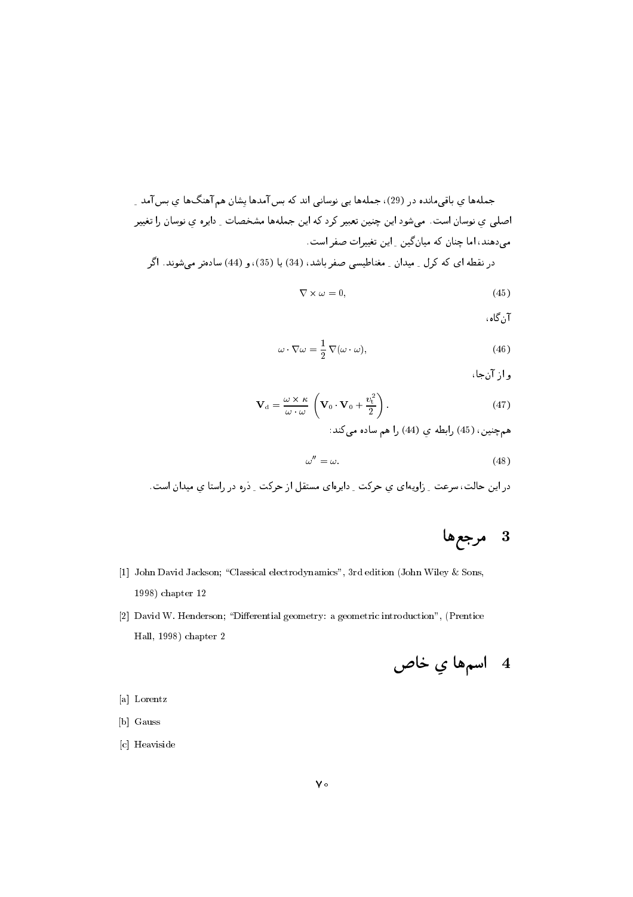جمله‌ها ي باقی‌مانده در (29)، جمله‌ها یی نوسانی اند که بس‌آمدها یشان هم‌آهنگ‌ها ي بس‌آمد ـ اصلی ي نوسان است. می‌شود این چنین تعبیر کرد که این جمله‌ها مشخصات ـ دایره ي نوسان را تغییر می‌دهند، اما چنان که میان‌گین ـ این تغییرات صفر است.

در نقطه ای که کرل ـ میدان ـ مغناطیسی صفر باشد، (34) یا (35)، و (44) ساده‌تر می‌شوند. اگر

$$\nabla \times \omega = 0, \tag{45}$$

آن‌گاه،

$$\omega \cdot \nabla \omega = \frac{1}{2}\, \nabla(\omega \cdot \omega), \tag{46}$$

و از آن‌جا،

$$\mathbf{V}_{\rm d} = \frac{\omega \times \kappa}{\omega \cdot \omega}\, \left( \mathbf{V}_0 \cdot \mathbf{V}_0 + \frac{v_{\rm t}^2}{2} \right). \tag{47}$$

هم‌چنین، (45) رابطه ي (44) را هم ساده می‌کند:

$$\omega'' = \omega. \tag{48}$$

در این حالت، سرعت ـ زاویه‌ای ي حرکت ـ دایره‌ای مستقل از حرکت ـ ذره در راستا ي میدان است.

## 3 مرجع‌ها

[1] John David Jackson; "Classical electrodynamics", 3rd edition (John Wiley & Sons, 1998) chapter 12

[2] David W. Henderson; "Differential geometry: a geometric introduction", (Prentice Hall, 1998) chapter 2

## 4 اسم‌ها يِ خاص

[a] Lorentz

[b] Gauss

[c] Heaviside